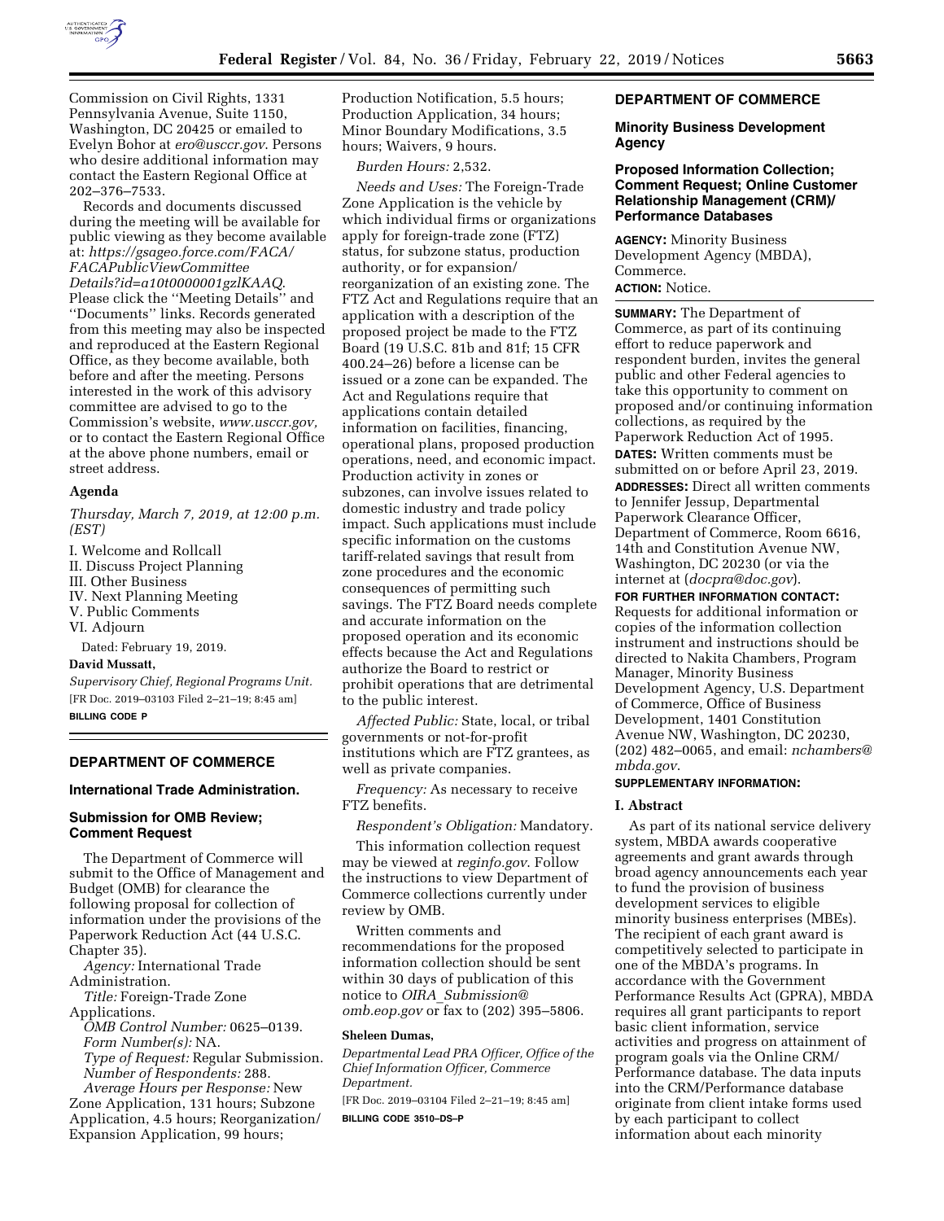Commission on Civil Rights, 1331 Pennsylvania Avenue, Suite 1150, Washington, DC 20425 or emailed to Evelyn Bohor at *ero@usccr.gov*. Persons who desire additional information may contact the Eastern Regional Office at 202–376–7533.

Records and documents discussed during the meeting will be available for public viewing as they become available at: *https://gsageo.force.com/FACA/FACAPublicViewCommitteeDetails?id=a10t0000001gzlKAAQ*. Please click the ''Meeting Details'' and ''Documents'' links. Records generated from this meeting may also be inspected and reproduced at the Eastern Regional Office, as they become available, both before and after the meeting. Persons interested in the work of this advisory committee are advised to go to the Commission's website, *www.usccr.gov*, or to contact the Eastern Regional Office at the above phone numbers, email or street address.

**Agenda**

*Thursday, March 7, 2019, at 12:00 p.m. (EST)*

I. Welcome and Rollcall
II. Discuss Project Planning
III. Other Business
IV. Next Planning Meeting
V. Public Comments
VI. Adjourn

Dated: February 19, 2019.

**David Mussatt,**

*Supervisory Chief, Regional Programs Unit.*

[FR Doc. 2019–03103 Filed 2–21–19; 8:45 am]

**BILLING CODE P**

---

## DEPARTMENT OF COMMERCE

### International Trade Administration.

### Submission for OMB Review; Comment Request

The Department of Commerce will submit to the Office of Management and Budget (OMB) for clearance the following proposal for collection of information under the provisions of the Paperwork Reduction Act (44 U.S.C. Chapter 35).

*Agency:* International Trade Administration.

*Title:* Foreign-Trade Zone Applications.

*OMB Control Number:* 0625–0139.

*Form Number(s):* NA.

*Type of Request:* Regular Submission.

*Number of Respondents:* 288.

*Average Hours per Response:* New Zone Application, 131 hours; Subzone Application, 4.5 hours; Reorganization/Expansion Application, 99 hours; Production Notification, 5.5 hours; Production Application, 34 hours; Minor Boundary Modifications, 3.5 hours; Waivers, 9 hours.

*Burden Hours:* 2,532.

*Needs and Uses:* The Foreign-Trade Zone Application is the vehicle by which individual firms or organizations apply for foreign-trade zone (FTZ) status, for subzone status, production authority, or for expansion/reorganization of an existing zone. The FTZ Act and Regulations require that an application with a description of the proposed project be made to the FTZ Board (19 U.S.C. 81b and 81f; 15 CFR 400.24–26) before a license can be issued or a zone can be expanded. The Act and Regulations require that applications contain detailed information on facilities, financing, operational plans, proposed production operations, need, and economic impact. Production activity in zones or subzones, can involve issues related to domestic industry and trade policy impact. Such applications must include specific information on the customs tariff-related savings that result from zone procedures and the economic consequences of permitting such savings. The FTZ Board needs complete and accurate information on the proposed operation and its economic effects because the Act and Regulations authorize the Board to restrict or prohibit operations that are detrimental to the public interest.

*Affected Public:* State, local, or tribal governments or not-for-profit institutions which are FTZ grantees, as well as private companies.

*Frequency:* As necessary to receive FTZ benefits.

*Respondent's Obligation:* Mandatory.

This information collection request may be viewed at *reginfo.gov*. Follow the instructions to view Department of Commerce collections currently under review by OMB.

Written comments and recommendations for the proposed information collection should be sent within 30 days of publication of this notice to *OIRA_Submission@omb.eop.gov* or fax to (202) 395–5806.

**Sheleen Dumas,**

*Departmental Lead PRA Officer, Office of the Chief Information Officer, Commerce Department.*

[FR Doc. 2019–03104 Filed 2–21–19; 8:45 am]

**BILLING CODE 3510–DS–P**

---

## DEPARTMENT OF COMMERCE

### Minority Business Development Agency

### Proposed Information Collection; Comment Request; Online Customer Relationship Management (CRM)/Performance Databases

**AGENCY:** Minority Business Development Agency (MBDA), Commerce.

**ACTION:** Notice.

**SUMMARY:** The Department of Commerce, as part of its continuing effort to reduce paperwork and respondent burden, invites the general public and other Federal agencies to take this opportunity to comment on proposed and/or continuing information collections, as required by the Paperwork Reduction Act of 1995.

**DATES:** Written comments must be submitted on or before April 23, 2019.

**ADDRESSES:** Direct all written comments to Jennifer Jessup, Departmental Paperwork Clearance Officer, Department of Commerce, Room 6616, 14th and Constitution Avenue NW, Washington, DC 20230 (or via the internet at (*docpra@doc.gov*).

**FOR FURTHER INFORMATION CONTACT:** Requests for additional information or copies of the information collection instrument and instructions should be directed to Nakita Chambers, Program Manager, Minority Business Development Agency, U.S. Department of Commerce, Office of Business Development, 1401 Constitution Avenue NW, Washington, DC 20230, (202) 482–0065, and email: *nchambers@mbda.gov*.

**SUPPLEMENTARY INFORMATION:**

**I. Abstract**

As part of its national service delivery system, MBDA awards cooperative agreements and grant awards through broad agency announcements each year to fund the provision of business development services to eligible minority business enterprises (MBEs). The recipient of each grant award is competitively selected to participate in one of the MBDA's programs. In accordance with the Government Performance Results Act (GPRA), MBDA requires all grant participants to report basic client information, service activities and progress on attainment of program goals via the Online CRM/Performance database. The data inputs into the CRM/Performance database originate from client intake forms used by each participant to collect information about each minority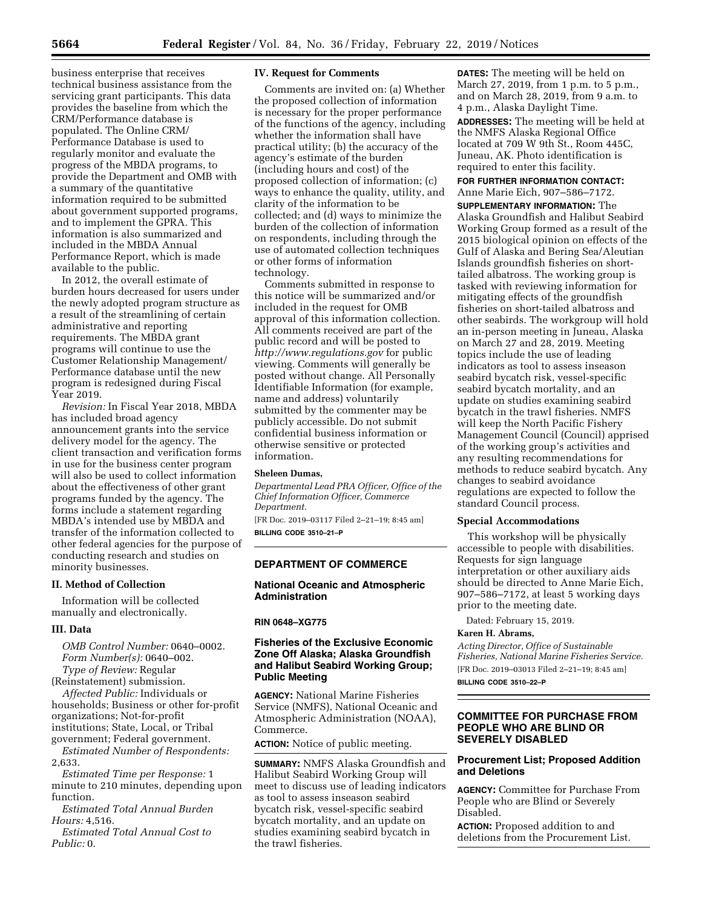business enterprise that receives technical business assistance from the servicing grant participants. This data provides the baseline from which the CRM/Performance database is populated. The Online CRM/Performance Database is used to regularly monitor and evaluate the progress of the MBDA programs, to provide the Department and OMB with a summary of the quantitative information required to be submitted about government supported programs, and to implement the GPRA. This information is also summarized and included in the MBDA Annual Performance Report, which is made available to the public.

In 2012, the overall estimate of burden hours decreased for users under the newly adopted program structure as a result of the streamlining of certain administrative and reporting requirements. The MBDA grant programs will continue to use the Customer Relationship Management/Performance database until the new program is redesigned during Fiscal Year 2019.

*Revision:* In Fiscal Year 2018, MBDA has included broad agency announcement grants into the service delivery model for the agency. The client transaction and verification forms in use for the business center program will also be used to collect information about the effectiveness of other grant programs funded by the agency. The forms include a statement regarding MBDA's intended use by MBDA and transfer of the information collected to other federal agencies for the purpose of conducting research and studies on minority businesses.

### II. Method of Collection

Information will be collected manually and electronically.

### III. Data

*OMB Control Number:* 0640–0002.

*Form Number(s):* 0640–002.

*Type of Review:* Regular (Reinstatement) submission.

*Affected Public:* Individuals or households; Business or other for-profit organizations; Not-for-profit institutions; State, Local, or Tribal government; Federal government.

*Estimated Number of Respondents:* 2,633.

*Estimated Time per Response:* 1 minute to 210 minutes, depending upon function.

*Estimated Total Annual Burden Hours:* 4,516.

*Estimated Total Annual Cost to Public:* 0.

### IV. Request for Comments

Comments are invited on: (a) Whether the proposed collection of information is necessary for the proper performance of the functions of the agency, including whether the information shall have practical utility; (b) the accuracy of the agency's estimate of the burden (including hours and cost) of the proposed collection of information; (c) ways to enhance the quality, utility, and clarity of the information to be collected; and (d) ways to minimize the burden of the collection of information on respondents, including through the use of automated collection techniques or other forms of information technology.

Comments submitted in response to this notice will be summarized and/or included in the request for OMB approval of this information collection. All comments received are part of the public record and will be posted to *http://www.regulations.gov* for public viewing. Comments will generally be posted without change. All Personally Identifiable Information (for example, name and address) voluntarily submitted by the commenter may be publicly accessible. Do not submit confidential business information or otherwise sensitive or protected information.

**Sheleen Dumas,**

*Departmental Lead PRA Officer, Office of the Chief Information Officer, Commerce Department.*

[FR Doc. 2019–03117 Filed 2–21–19; 8:45 am]

**BILLING CODE 3510–21–P**

---

## DEPARTMENT OF COMMERCE

### National Oceanic and Atmospheric Administration

**RIN 0648–XG775**

### Fisheries of the Exclusive Economic Zone Off Alaska; Alaska Groundfish and Halibut Seabird Working Group; Public Meeting

**AGENCY:** National Marine Fisheries Service (NMFS), National Oceanic and Atmospheric Administration (NOAA), Commerce.

**ACTION:** Notice of public meeting.

**SUMMARY:** NMFS Alaska Groundfish and Halibut Seabird Working Group will meet to discuss use of leading indicators as tool to assess inseason seabird bycatch risk, vessel-specific seabird bycatch mortality, and an update on studies examining seabird bycatch in the trawl fisheries.

**DATES:** The meeting will be held on March 27, 2019, from 1 p.m. to 5 p.m., and on March 28, 2019, from 9 a.m. to 4 p.m., Alaska Daylight Time.

**ADDRESSES:** The meeting will be held at the NMFS Alaska Regional Office located at 709 W 9th St., Room 445C, Juneau, AK. Photo identification is required to enter this facility.

**FOR FURTHER INFORMATION CONTACT:** Anne Marie Eich, 907–586–7172.

**SUPPLEMENTARY INFORMATION:** The Alaska Groundfish and Halibut Seabird Working Group formed as a result of the 2015 biological opinion on effects of the Gulf of Alaska and Bering Sea/Aleutian Islands groundfish fisheries on short-tailed albatross. The working group is tasked with reviewing information for mitigating effects of the groundfish fisheries on short-tailed albatross and other seabirds. The workgroup will hold an in-person meeting in Juneau, Alaska on March 27 and 28, 2019. Meeting topics include the use of leading indicators as tool to assess inseason seabird bycatch risk, vessel-specific seabird bycatch mortality, and an update on studies examining seabird bycatch in the trawl fisheries. NMFS will keep the North Pacific Fishery Management Council (Council) apprised of the working group's activities and any resulting recommendations for methods to reduce seabird bycatch. Any changes to seabird avoidance regulations are expected to follow the standard Council process.

### Special Accommodations

This workshop will be physically accessible to people with disabilities. Requests for sign language interpretation or other auxiliary aids should be directed to Anne Marie Eich, 907–586–7172, at least 5 working days prior to the meeting date.

Dated: February 15, 2019.

**Karen H. Abrams,**

*Acting Director, Office of Sustainable Fisheries, National Marine Fisheries Service.*

[FR Doc. 2019–03013 Filed 2–21–19; 8:45 am]

**BILLING CODE 3510–22–P**

---

## COMMITTEE FOR PURCHASE FROM PEOPLE WHO ARE BLIND OR SEVERELY DISABLED

### Procurement List; Proposed Addition and Deletions

**AGENCY:** Committee for Purchase From People who are Blind or Severely Disabled.

**ACTION:** Proposed addition to and deletions from the Procurement List.